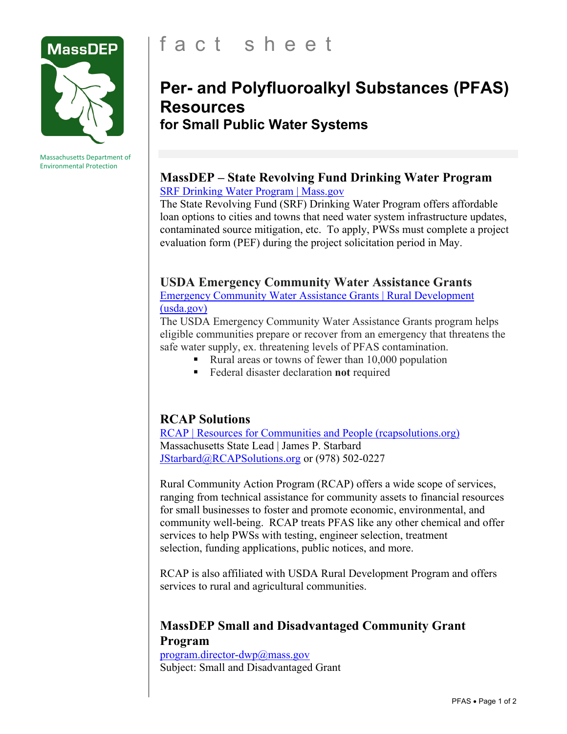Massachusetts Department of Environmental Protection

f a c t   s h e e t

# Per- and Polyfluoroalkyl Substances (PFAS) Resources
## for Small Public Water Systems

### MassDEP – State Revolving Fund Drinking Water Program

[SRF Drinking Water Program | Mass.gov]

The State Revolving Fund (SRF) Drinking Water Program offers affordable loan options to cities and towns that need water system infrastructure updates, contaminated source mitigation, etc. To apply, PWSs must complete a project evaluation form (PEF) during the project solicitation period in May.

### USDA Emergency Community Water Assistance Grants

[Emergency Community Water Assistance Grants | Rural Development (usda.gov)]

The USDA Emergency Community Water Assistance Grants program helps eligible communities prepare or recover from an emergency that threatens the safe water supply, ex. threatening levels of PFAS contamination.

- Rural areas or towns of fewer than 10,000 population
- Federal disaster declaration **not** required

### RCAP Solutions

[RCAP | Resources for Communities and People (rcapsolutions.org)]

Massachusetts State Lead | James P. Starbard

JStarbard@RCAPSolutions.org or (978) 502-0227

Rural Community Action Program (RCAP) offers a wide scope of services, ranging from technical assistance for community assets to financial resources for small businesses to foster and promote economic, environmental, and community well-being. RCAP treats PFAS like any other chemical and offer services to help PWSs with testing, engineer selection, treatment selection, funding applications, public notices, and more.

RCAP is also affiliated with USDA Rural Development Program and offers services to rural and agricultural communities.

### MassDEP Small and Disadvantaged Community Grant Program

program.director-dwp@mass.gov

Subject: Small and Disadvantaged Grant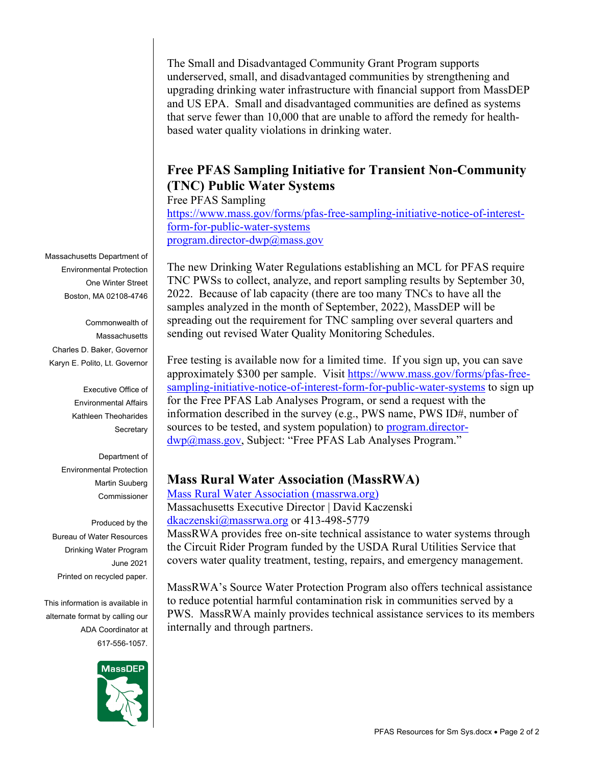The Small and Disadvantaged Community Grant Program supports underserved, small, and disadvantaged communities by strengthening and upgrading drinking water infrastructure with financial support from MassDEP and US EPA. Small and disadvantaged communities are defined as systems that serve fewer than 10,000 that are unable to afford the remedy for health-based water quality violations in drinking water.

## Free PFAS Sampling Initiative for Transient Non-Community (TNC) Public Water Systems

Free PFAS Sampling
https://www.mass.gov/forms/pfas-free-sampling-initiative-notice-of-interest-form-for-public-water-systems
program.director-dwp@mass.gov

The new Drinking Water Regulations establishing an MCL for PFAS require TNC PWSs to collect, analyze, and report sampling results by September 30, 2022. Because of lab capacity (there are too many TNCs to have all the samples analyzed in the month of September, 2022), MassDEP will be spreading out the requirement for TNC sampling over several quarters and sending out revised Water Quality Monitoring Schedules.

Free testing is available now for a limited time. If you sign up, you can save approximately $300 per sample. Visit https://www.mass.gov/forms/pfas-free-sampling-initiative-notice-of-interest-form-for-public-water-systems to sign up for the Free PFAS Lab Analyses Program, or send a request with the information described in the survey (e.g., PWS name, PWS ID#, number of sources to be tested, and system population) to program.director-dwp@mass.gov, Subject: "Free PFAS Lab Analyses Program."

## Mass Rural Water Association (MassRWA)

Mass Rural Water Association (massrwa.org)
Massachusetts Executive Director | David Kaczenski
dkaczenski@massrwa.org or 413-498-5779
MassRWA provides free on-site technical assistance to water systems through the Circuit Rider Program funded by the USDA Rural Utilities Service that covers water quality treatment, testing, repairs, and emergency management.

MassRWA's Source Water Protection Program also offers technical assistance to reduce potential harmful contamination risk in communities served by a PWS. MassRWA mainly provides technical assistance services to its members internally and through partners.

Massachusetts Department of Environmental Protection
One Winter Street
Boston, MA 02108-4746

Commonwealth of Massachusetts
Charles D. Baker, Governor
Karyn E. Polito, Lt. Governor

Executive Office of Environmental Affairs
Kathleen Theoharides
Secretary

Department of Environmental Protection
Martin Suuberg
Commissioner

Produced by the Bureau of Water Resources
Drinking Water Program
June 2021
Printed on recycled paper.

This information is available in alternate format by calling our ADA Coordinator at 617-556-1057.

MassDEP